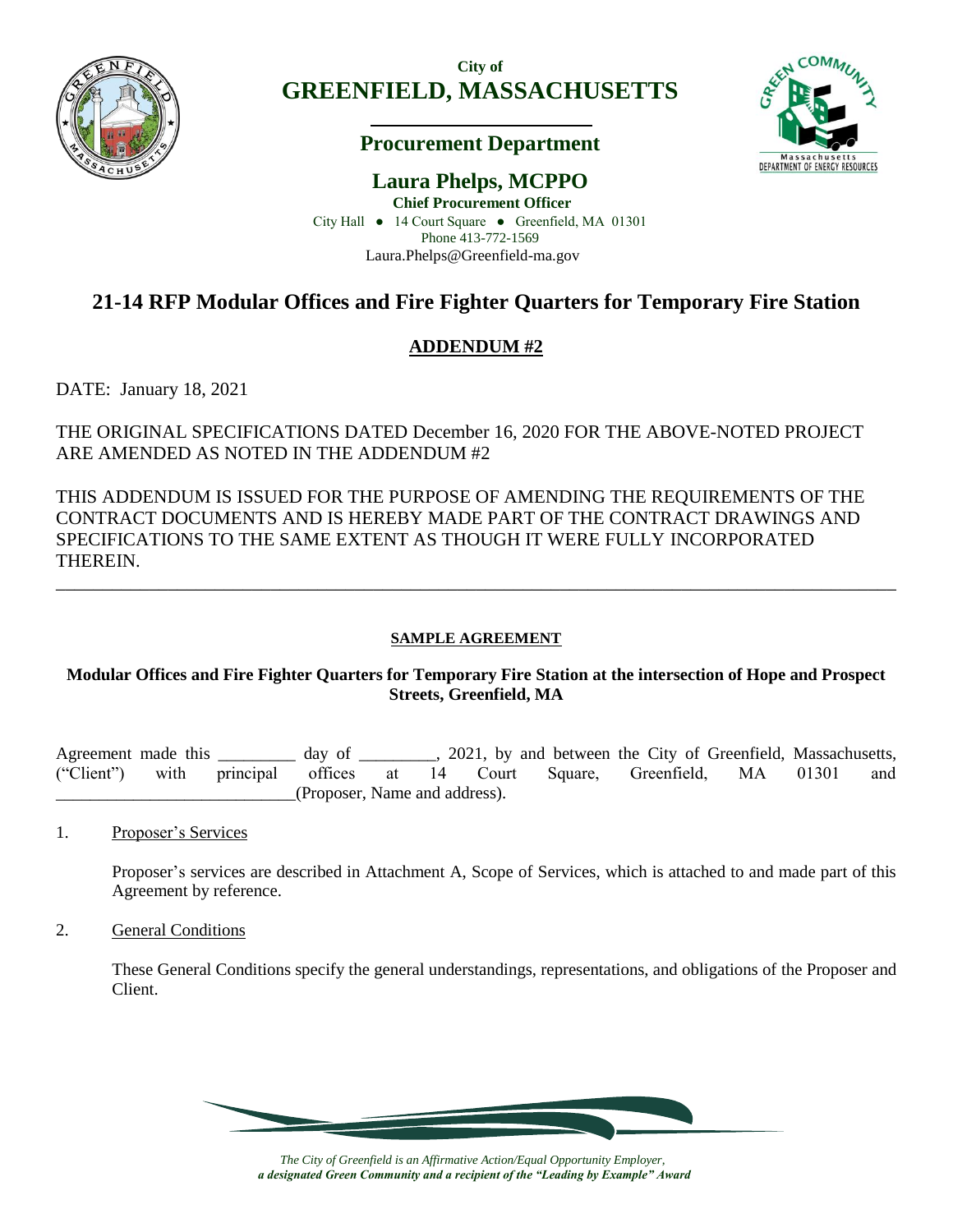City of

# GREENFIELD, MASSACHUSETTS

## Procurement Department

## Laura Phelps, MCPPO

**Chief Procurement Officer**

City Hall ● 14 Court Square ● Greenfield, MA 01301
Phone 413-772-1569
Laura.Phelps@Greenfield-ma.gov

# 21-14 RFP Modular Offices and Fire Fighter Quarters for Temporary Fire Station

## ADDENDUM #2

DATE: January 18, 2021

THE ORIGINAL SPECIFICATIONS DATED December 16, 2020 FOR THE ABOVE-NOTED PROJECT ARE AMENDED AS NOTED IN THE ADDENDUM #2

THIS ADDENDUM IS ISSUED FOR THE PURPOSE OF AMENDING THE REQUIREMENTS OF THE CONTRACT DOCUMENTS AND IS HEREBY MADE PART OF THE CONTRACT DRAWINGS AND SPECIFICATIONS TO THE SAME EXTENT AS THOUGH IT WERE FULLY INCORPORATED THEREIN.

---

### SAMPLE AGREEMENT

**Modular Offices and Fire Fighter Quarters for Temporary Fire Station at the intersection of Hope and Prospect Streets, Greenfield, MA**

Agreement made this _________ day of _________, 2021, by and between the City of Greenfield, Massachusetts, ("Client") with principal offices at 14 Court Square, Greenfield, MA 01301 and ___________________________(Proposer, Name and address).

1. Proposer's Services

   Proposer's services are described in Attachment A, Scope of Services, which is attached to and made part of this Agreement by reference.

2. General Conditions

   These General Conditions specify the general understandings, representations, and obligations of the Proposer and Client.

*The City of Greenfield is an Affirmative Action/Equal Opportunity Employer,*
***a designated Green Community and a recipient of the "Leading by Example" Award***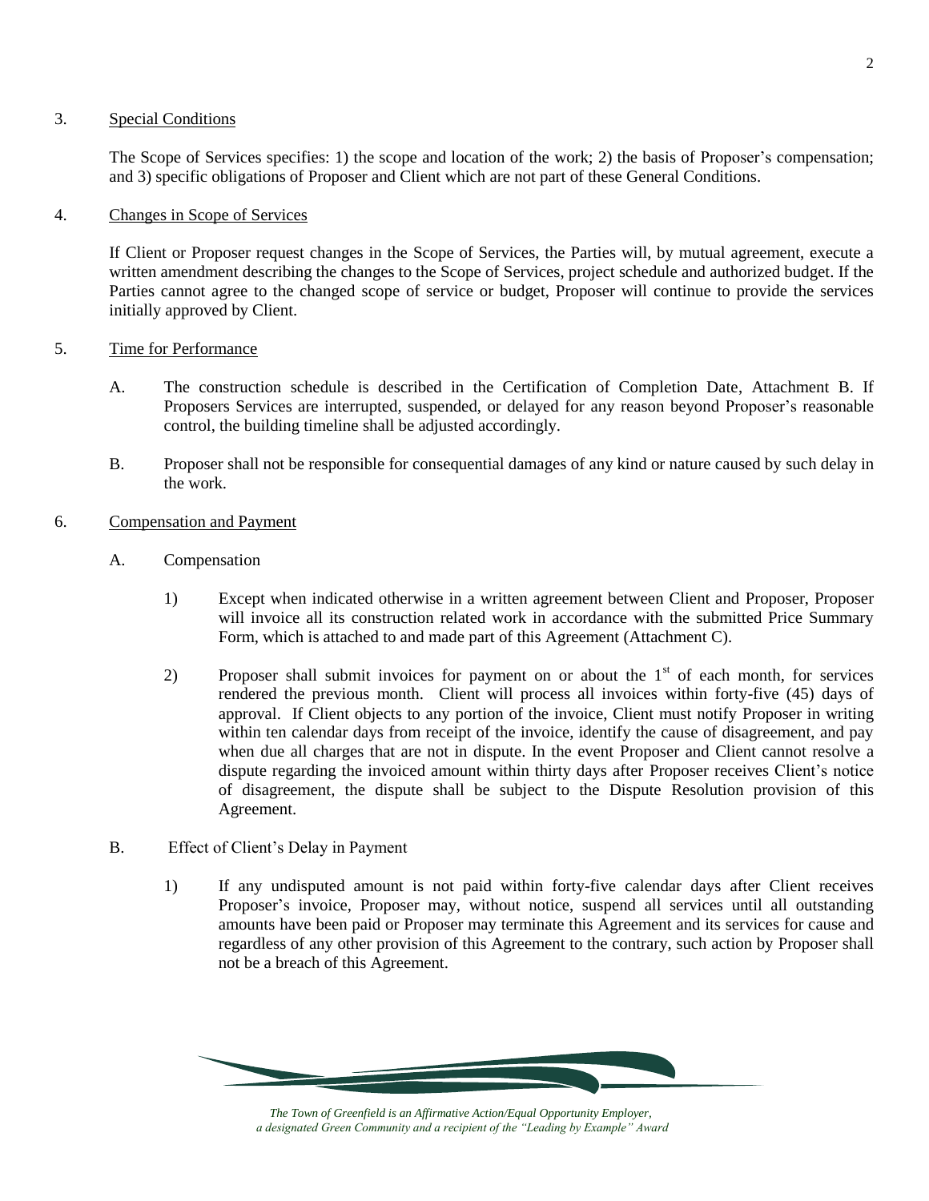3. Special Conditions

The Scope of Services specifies: 1) the scope and location of the work; 2) the basis of Proposer's compensation; and 3) specific obligations of Proposer and Client which are not part of these General Conditions.

4. Changes in Scope of Services

If Client or Proposer request changes in the Scope of Services, the Parties will, by mutual agreement, execute a written amendment describing the changes to the Scope of Services, project schedule and authorized budget. If the Parties cannot agree to the changed scope of service or budget, Proposer will continue to provide the services initially approved by Client.

5. Time for Performance

A. The construction schedule is described in the Certification of Completion Date, Attachment B. If Proposers Services are interrupted, suspended, or delayed for any reason beyond Proposer's reasonable control, the building timeline shall be adjusted accordingly.

B. Proposer shall not be responsible for consequential damages of any kind or nature caused by such delay in the work.

6. Compensation and Payment

A. Compensation

1) Except when indicated otherwise in a written agreement between Client and Proposer, Proposer will invoice all its construction related work in accordance with the submitted Price Summary Form, which is attached to and made part of this Agreement (Attachment C).

2) Proposer shall submit invoices for payment on or about the 1st of each month, for services rendered the previous month. Client will process all invoices within forty-five (45) days of approval. If Client objects to any portion of the invoice, Client must notify Proposer in writing within ten calendar days from receipt of the invoice, identify the cause of disagreement, and pay when due all charges that are not in dispute. In the event Proposer and Client cannot resolve a dispute regarding the invoiced amount within thirty days after Proposer receives Client's notice of disagreement, the dispute shall be subject to the Dispute Resolution provision of this Agreement.

B. Effect of Client's Delay in Payment

1) If any undisputed amount is not paid within forty-five calendar days after Client receives Proposer's invoice, Proposer may, without notice, suspend all services until all outstanding amounts have been paid or Proposer may terminate this Agreement and its services for cause and regardless of any other provision of this Agreement to the contrary, such action by Proposer shall not be a breach of this Agreement.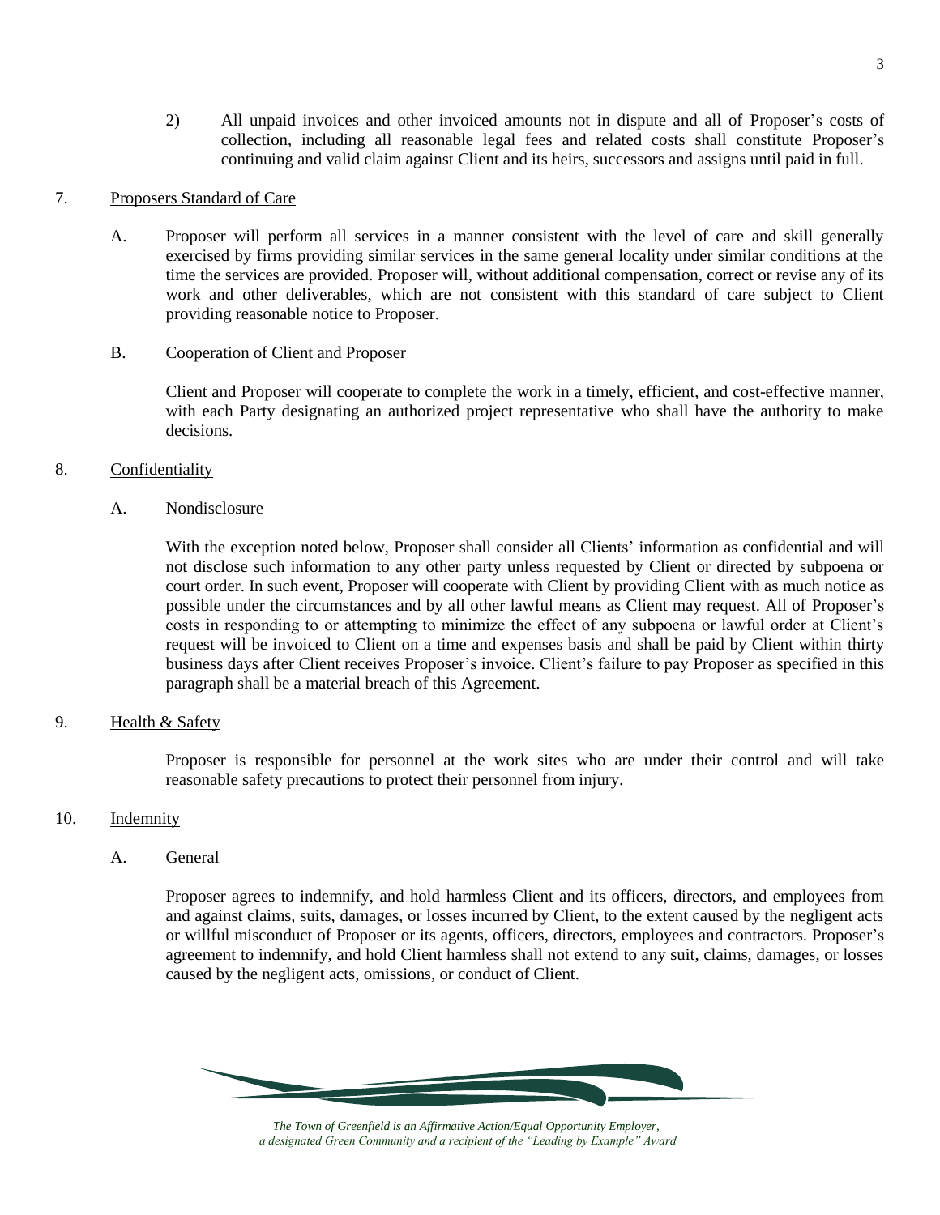2) All unpaid invoices and other invoiced amounts not in dispute and all of Proposer's costs of collection, including all reasonable legal fees and related costs shall constitute Proposer's continuing and valid claim against Client and its heirs, successors and assigns until paid in full.

7. <u>Proposers Standard of Care</u>

A. Proposer will perform all services in a manner consistent with the level of care and skill generally exercised by firms providing similar services in the same general locality under similar conditions at the time the services are provided. Proposer will, without additional compensation, correct or revise any of its work and other deliverables, which are not consistent with this standard of care subject to Client providing reasonable notice to Proposer.

B. Cooperation of Client and Proposer

Client and Proposer will cooperate to complete the work in a timely, efficient, and cost-effective manner, with each Party designating an authorized project representative who shall have the authority to make decisions.

8. <u>Confidentiality</u>

A. Nondisclosure

With the exception noted below, Proposer shall consider all Clients' information as confidential and will not disclose such information to any other party unless requested by Client or directed by subpoena or court order. In such event, Proposer will cooperate with Client by providing Client with as much notice as possible under the circumstances and by all other lawful means as Client may request. All of Proposer's costs in responding to or attempting to minimize the effect of any subpoena or lawful order at Client's request will be invoiced to Client on a time and expenses basis and shall be paid by Client within thirty business days after Client receives Proposer's invoice. Client's failure to pay Proposer as specified in this paragraph shall be a material breach of this Agreement.

9. <u>Health & Safety</u>

Proposer is responsible for personnel at the work sites who are under their control and will take reasonable safety precautions to protect their personnel from injury.

10. <u>Indemnity</u>

A. General

Proposer agrees to indemnify, and hold harmless Client and its officers, directors, and employees from and against claims, suits, damages, or losses incurred by Client, to the extent caused by the negligent acts or willful misconduct of Proposer or its agents, officers, directors, employees and contractors. Proposer's agreement to indemnify, and hold Client harmless shall not extend to any suit, claims, damages, or losses caused by the negligent acts, omissions, or conduct of Client.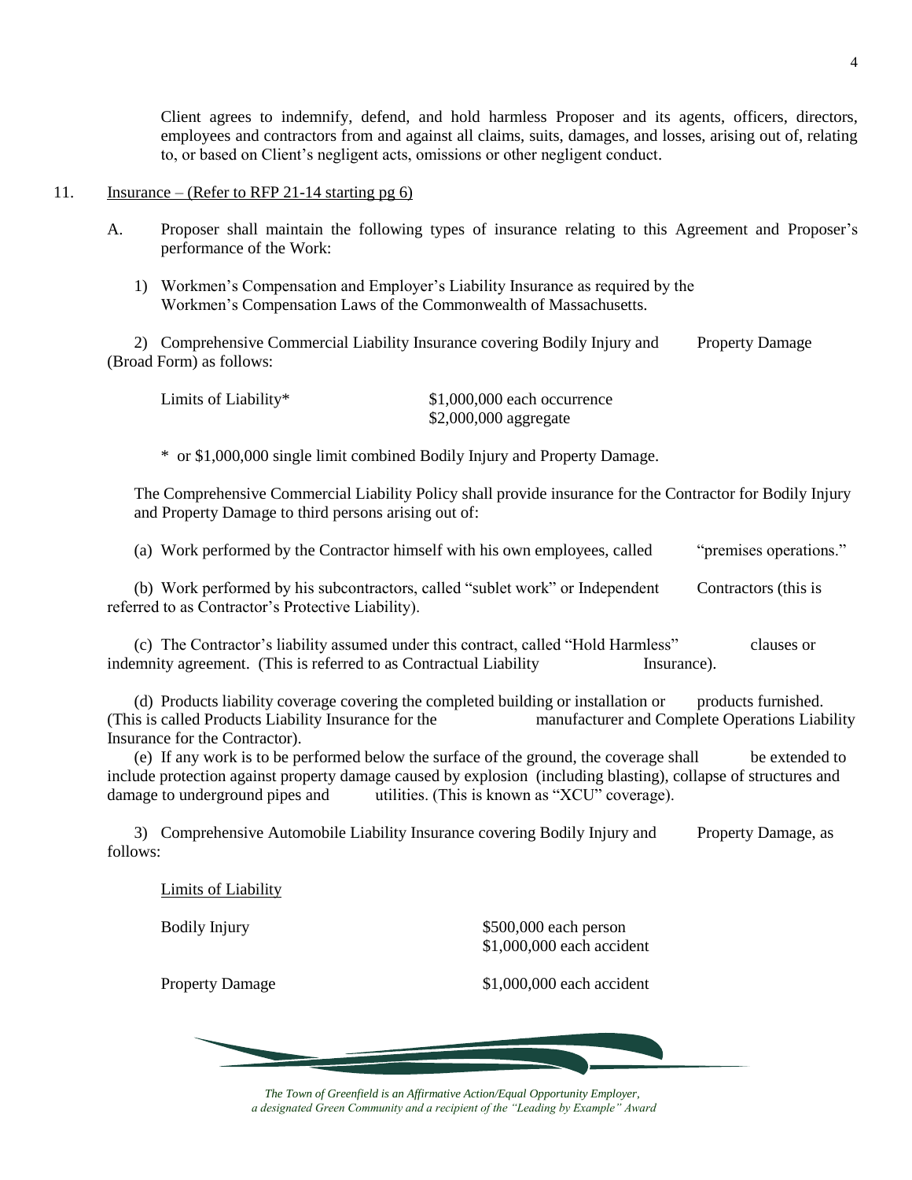Client agrees to indemnify, defend, and hold harmless Proposer and its agents, officers, directors, employees and contractors from and against all claims, suits, damages, and losses, arising out of, relating to, or based on Client's negligent acts, omissions or other negligent conduct.

11. Insurance – (Refer to RFP 21-14 starting pg 6)

A. Proposer shall maintain the following types of insurance relating to this Agreement and Proposer's performance of the Work:

1) Workmen's Compensation and Employer's Liability Insurance as required by the Workmen's Compensation Laws of the Commonwealth of Massachusetts.

2) Comprehensive Commercial Liability Insurance covering Bodily Injury and Property Damage (Broad Form) as follows:

| Limits of Liability* | $1,000,000 each occurrence<br>$2,000,000 aggregate |
|---|---|

\* or $1,000,000 single limit combined Bodily Injury and Property Damage.

The Comprehensive Commercial Liability Policy shall provide insurance for the Contractor for Bodily Injury and Property Damage to third persons arising out of:

(a) Work performed by the Contractor himself with his own employees, called "premises operations."

(b) Work performed by his subcontractors, called "sublet work" or Independent Contractors (this is referred to as Contractor's Protective Liability).

(c) The Contractor's liability assumed under this contract, called "Hold Harmless" clauses or indemnity agreement. (This is referred to as Contractual Liability Insurance).

(d) Products liability coverage covering the completed building or installation or products furnished. (This is called Products Liability Insurance for the manufacturer and Complete Operations Liability Insurance for the Contractor).

(e) If any work is to be performed below the surface of the ground, the coverage shall be extended to include protection against property damage caused by explosion (including blasting), collapse of structures and damage to underground pipes and utilities. (This is known as "XCU" coverage).

3) Comprehensive Automobile Liability Insurance covering Bodily Injury and Property Damage, as follows:

Limits of Liability

| Bodily Injury | $500,000 each person<br>$1,000,000 each accident |
|---|---|
| Property Damage | $1,000,000 each accident |

*The Town of Greenfield is an Affirmative Action/Equal Opportunity Employer, a designated Green Community and a recipient of the "Leading by Example" Award*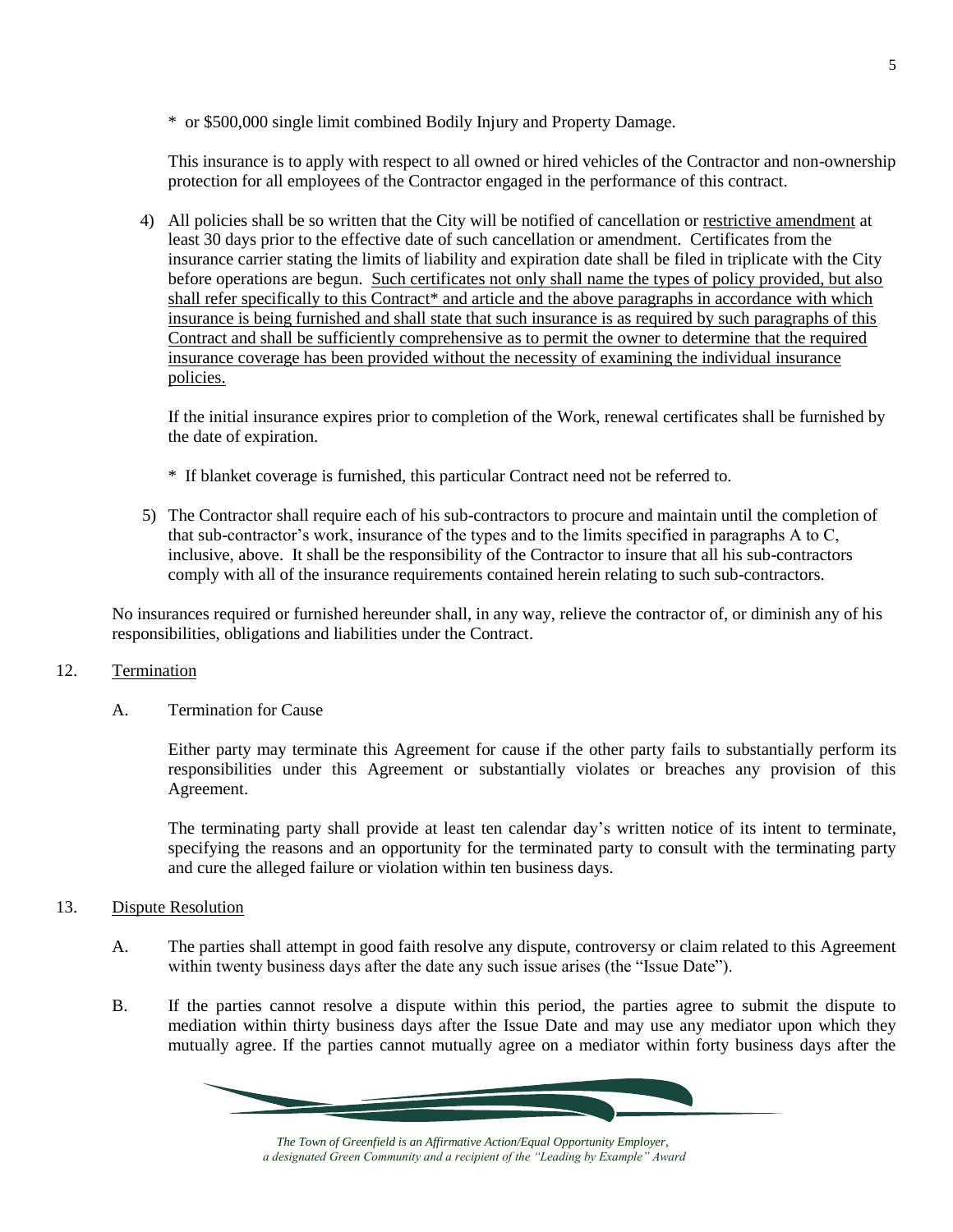\* or $500,000 single limit combined Bodily Injury and Property Damage.

This insurance is to apply with respect to all owned or hired vehicles of the Contractor and non-ownership protection for all employees of the Contractor engaged in the performance of this contract.

4) All policies shall be so written that the City will be notified of cancellation or <u>restrictive amendment</u> at least 30 days prior to the effective date of such cancellation or amendment. Certificates from the insurance carrier stating the limits of liability and expiration date shall be filed in triplicate with the City before operations are begun. <u>Such certificates not only shall name the types of policy provided, but also shall refer specifically to this Contract\* and article and the above paragraphs in accordance with which insurance is being furnished and shall state that such insurance is as required by such paragraphs of this Contract and shall be sufficiently comprehensive as to permit the owner to determine that the required insurance coverage has been provided without the necessity of examining the individual insurance policies.</u>

   If the initial insurance expires prior to completion of the Work, renewal certificates shall be furnished by the date of expiration.

   \* If blanket coverage is furnished, this particular Contract need not be referred to.

5) The Contractor shall require each of his sub-contractors to procure and maintain until the completion of that sub-contractor's work, insurance of the types and to the limits specified in paragraphs A to C, inclusive, above. It shall be the responsibility of the Contractor to insure that all his sub-contractors comply with all of the insurance requirements contained herein relating to such sub-contractors.

No insurances required or furnished hereunder shall, in any way, relieve the contractor of, or diminish any of his responsibilities, obligations and liabilities under the Contract.

12. <u>Termination</u>

   A. Termination for Cause

   Either party may terminate this Agreement for cause if the other party fails to substantially perform its responsibilities under this Agreement or substantially violates or breaches any provision of this Agreement.

   The terminating party shall provide at least ten calendar day's written notice of its intent to terminate, specifying the reasons and an opportunity for the terminated party to consult with the terminating party and cure the alleged failure or violation within ten business days.

13. <u>Dispute Resolution</u>

   A. The parties shall attempt in good faith resolve any dispute, controversy or claim related to this Agreement within twenty business days after the date any such issue arises (the "Issue Date").

   B. If the parties cannot resolve a dispute within this period, the parties agree to submit the dispute to mediation within thirty business days after the Issue Date and may use any mediator upon which they mutually agree. If the parties cannot mutually agree on a mediator within forty business days after the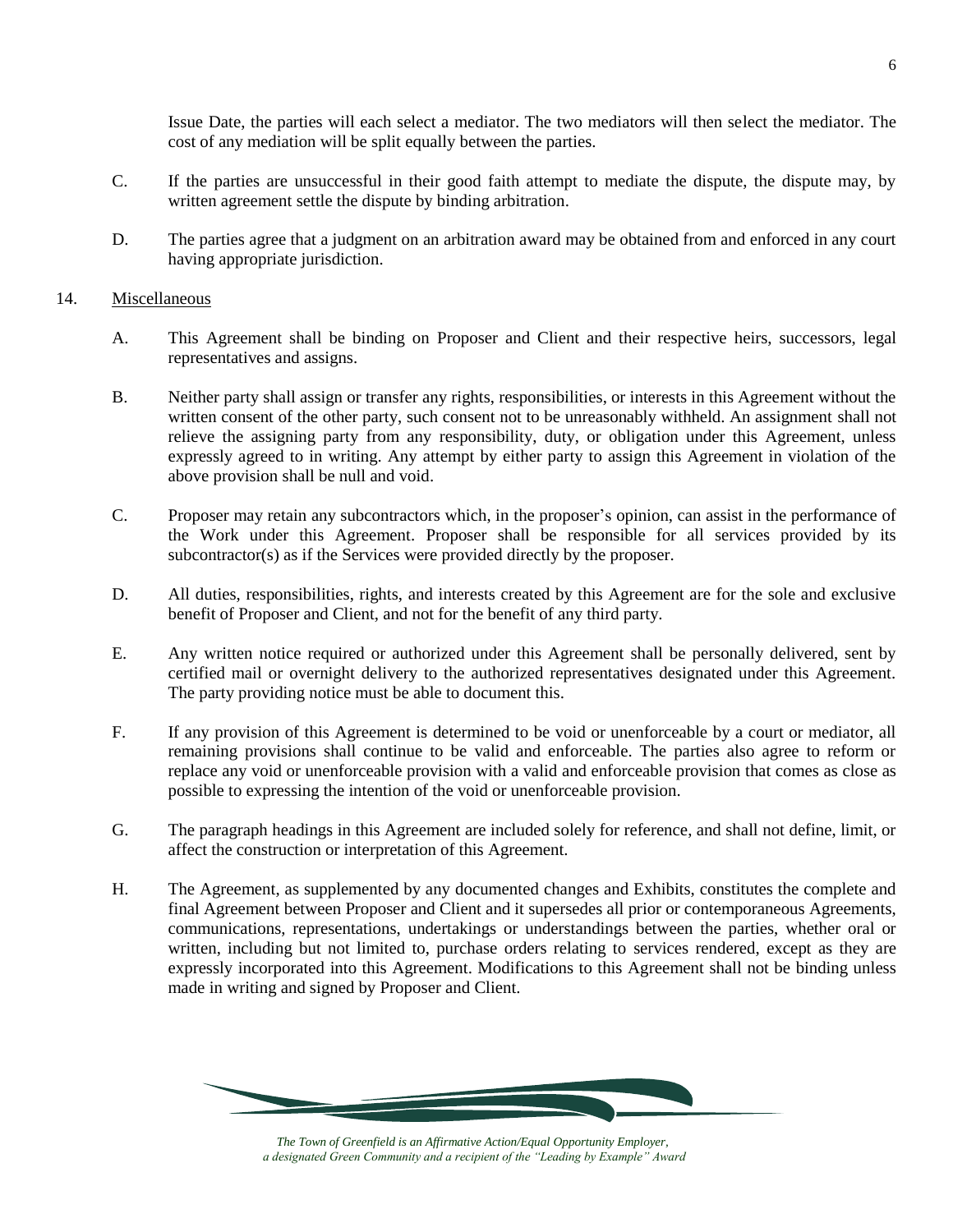Issue Date, the parties will each select a mediator. The two mediators will then select the mediator. The cost of any mediation will be split equally between the parties.

C. If the parties are unsuccessful in their good faith attempt to mediate the dispute, the dispute may, by written agreement settle the dispute by binding arbitration.

D. The parties agree that a judgment on an arbitration award may be obtained from and enforced in any court having appropriate jurisdiction.

14. <u>Miscellaneous</u>

A. This Agreement shall be binding on Proposer and Client and their respective heirs, successors, legal representatives and assigns.

B. Neither party shall assign or transfer any rights, responsibilities, or interests in this Agreement without the written consent of the other party, such consent not to be unreasonably withheld. An assignment shall not relieve the assigning party from any responsibility, duty, or obligation under this Agreement, unless expressly agreed to in writing. Any attempt by either party to assign this Agreement in violation of the above provision shall be null and void.

C. Proposer may retain any subcontractors which, in the proposer's opinion, can assist in the performance of the Work under this Agreement. Proposer shall be responsible for all services provided by its subcontractor(s) as if the Services were provided directly by the proposer.

D. All duties, responsibilities, rights, and interests created by this Agreement are for the sole and exclusive benefit of Proposer and Client, and not for the benefit of any third party.

E. Any written notice required or authorized under this Agreement shall be personally delivered, sent by certified mail or overnight delivery to the authorized representatives designated under this Agreement. The party providing notice must be able to document this.

F. If any provision of this Agreement is determined to be void or unenforceable by a court or mediator, all remaining provisions shall continue to be valid and enforceable. The parties also agree to reform or replace any void or unenforceable provision with a valid and enforceable provision that comes as close as possible to expressing the intention of the void or unenforceable provision.

G. The paragraph headings in this Agreement are included solely for reference, and shall not define, limit, or affect the construction or interpretation of this Agreement.

H. The Agreement, as supplemented by any documented changes and Exhibits, constitutes the complete and final Agreement between Proposer and Client and it supersedes all prior or contemporaneous Agreements, communications, representations, undertakings or understandings between the parties, whether oral or written, including but not limited to, purchase orders relating to services rendered, except as they are expressly incorporated into this Agreement. Modifications to this Agreement shall not be binding unless made in writing and signed by Proposer and Client.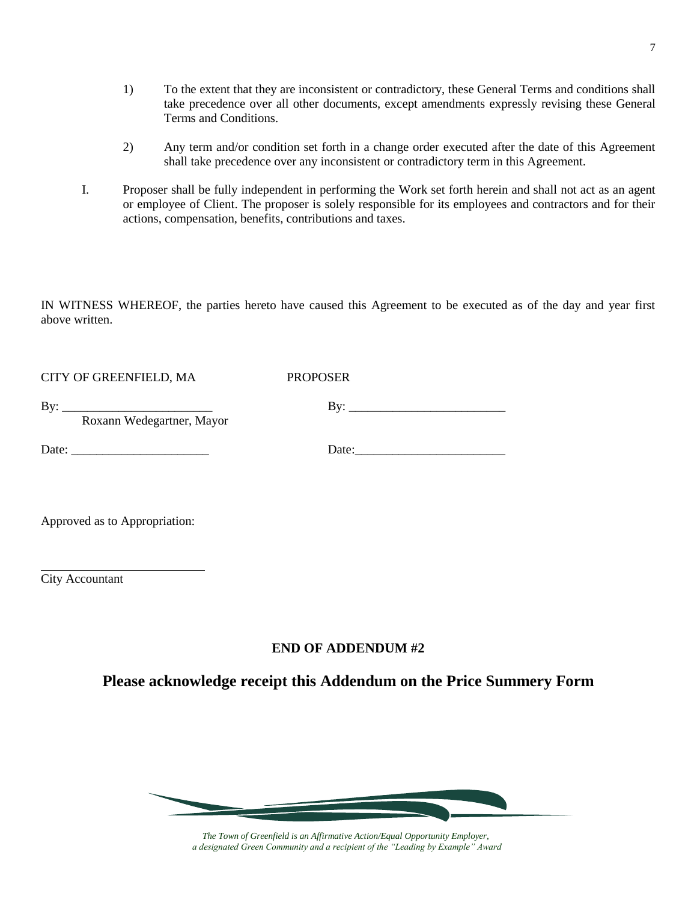1) To the extent that they are inconsistent or contradictory, these General Terms and conditions shall take precedence over all other documents, except amendments expressly revising these General Terms and Conditions.

2) Any term and/or condition set forth in a change order executed after the date of this Agreement shall take precedence over any inconsistent or contradictory term in this Agreement.

I. Proposer shall be fully independent in performing the Work set forth herein and shall not act as an agent or employee of Client. The proposer is solely responsible for its employees and contractors and for their actions, compensation, benefits, contributions and taxes.

IN WITNESS WHEREOF, the parties hereto have caused this Agreement to be executed as of the day and year first above written.

| | |
|---|---|
| CITY OF GREENFIELD, MA | PROPOSER |
| By: ________________________ | By: ________________________ |
| Roxann Wedegartner, Mayor | |
| Date: ______________________ | Date: ______________________ |

Approved as to Appropriation:

__________________________
City Accountant

**END OF ADDENDUM #2**

## Please acknowledge receipt this Addendum on the Price Summery Form

*The Town of Greenfield is an Affirmative Action/Equal Opportunity Employer, a designated Green Community and a recipient of the "Leading by Example" Award*